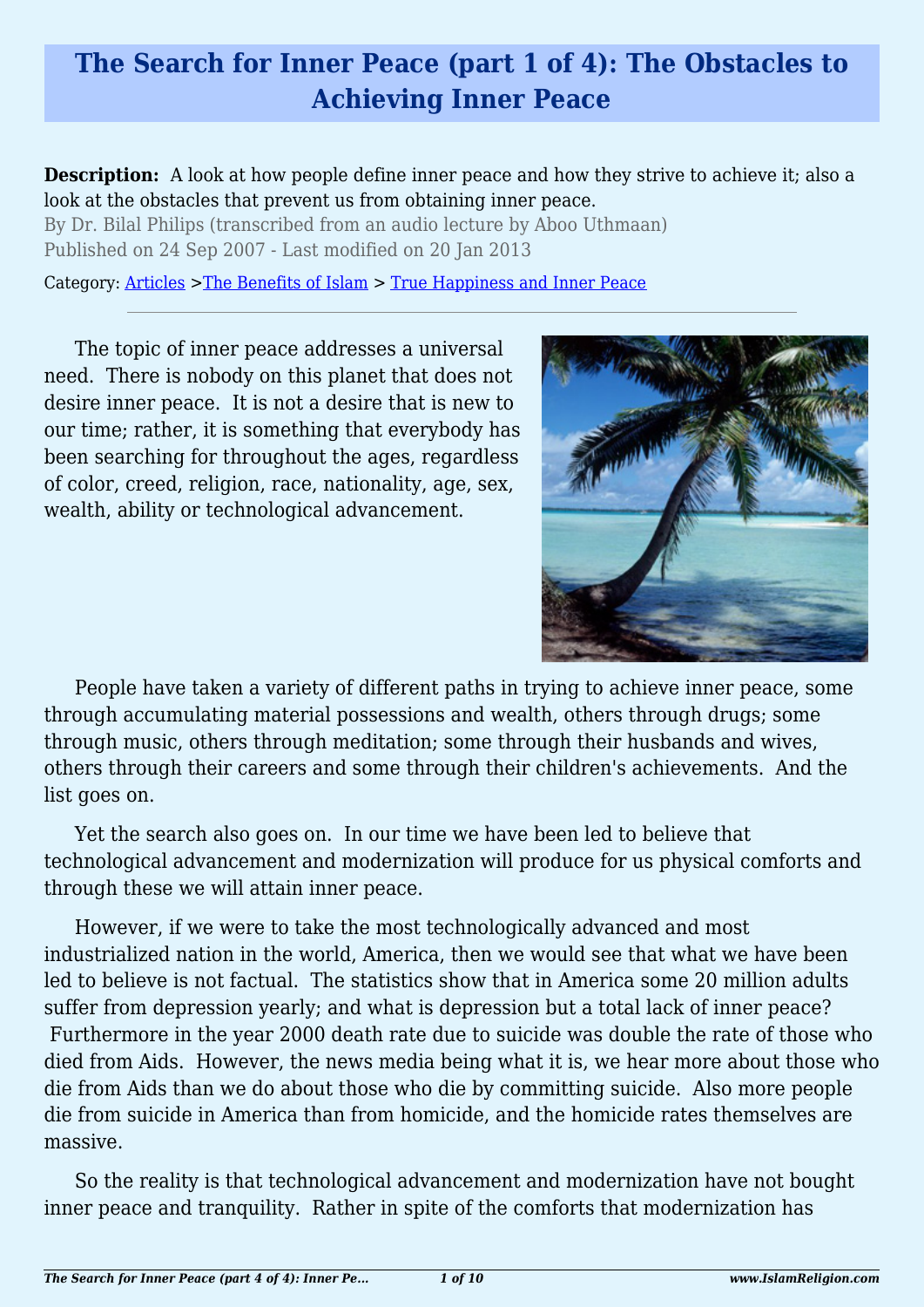# The Search for Inner Peace (part 1 of 4): The Obstacles to Achieving Inner Peace

**Description:** A look at how people define inner peace and how they strive to achieve it; also a look at the obstacles that prevent us from obtaining inner peace.

By Dr. Bilal Philips (transcribed from an audio lecture by Aboo Uthmaan)

Published on 24 Sep 2007 - Last modified on 20 Jan 2013

Category: Articles >The Benefits of Islam > True Happiness and Inner Peace

---

The topic of inner peace addresses a universal need. There is nobody on this planet that does not desire inner peace. It is not a desire that is new to our time; rather, it is something that everybody has been searching for throughout the ages, regardless of color, creed, religion, race, nationality, age, sex, wealth, ability or technological advancement.

People have taken a variety of different paths in trying to achieve inner peace, some through accumulating material possessions and wealth, others through drugs; some through music, others through meditation; some through their husbands and wives, others through their careers and some through their children's achievements. And the list goes on.

Yet the search also goes on. In our time we have been led to believe that technological advancement and modernization will produce for us physical comforts and through these we will attain inner peace.

However, if we were to take the most technologically advanced and most industrialized nation in the world, America, then we would see that what we have been led to believe is not factual. The statistics show that in America some 20 million adults suffer from depression yearly; and what is depression but a total lack of inner peace? Furthermore in the year 2000 death rate due to suicide was double the rate of those who died from Aids. However, the news media being what it is, we hear more about those who die from Aids than we do about those who die by committing suicide. Also more people die from suicide in America than from homicide, and the homicide rates themselves are massive.

So the reality is that technological advancement and modernization have not bought inner peace and tranquility. Rather in spite of the comforts that modernization has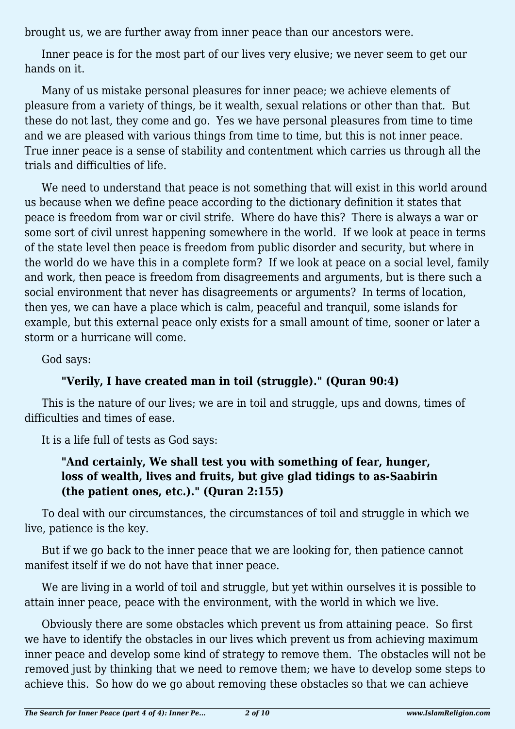brought us, we are further away from inner peace than our ancestors were.

Inner peace is for the most part of our lives very elusive; we never seem to get our hands on it.

Many of us mistake personal pleasures for inner peace; we achieve elements of pleasure from a variety of things, be it wealth, sexual relations or other than that. But these do not last, they come and go. Yes we have personal pleasures from time to time and we are pleased with various things from time to time, but this is not inner peace. True inner peace is a sense of stability and contentment which carries us through all the trials and difficulties of life.

We need to understand that peace is not something that will exist in this world around us because when we define peace according to the dictionary definition it states that peace is freedom from war or civil strife. Where do have this? There is always a war or some sort of civil unrest happening somewhere in the world. If we look at peace in terms of the state level then peace is freedom from public disorder and security, but where in the world do we have this in a complete form? If we look at peace on a social level, family and work, then peace is freedom from disagreements and arguments, but is there such a social environment that never has disagreements or arguments? In terms of location, then yes, we can have a place which is calm, peaceful and tranquil, some islands for example, but this external peace only exists for a small amount of time, sooner or later a storm or a hurricane will come.

God says:

> **"Verily, I have created man in toil (struggle)." (Quran 90:4)**

This is the nature of our lives; we are in toil and struggle, ups and downs, times of difficulties and times of ease.

It is a life full of tests as God says:

> **"And certainly, We shall test you with something of fear, hunger, loss of wealth, lives and fruits, but give glad tidings to as-Saabirin (the patient ones, etc.)." (Quran 2:155)**

To deal with our circumstances, the circumstances of toil and struggle in which we live, patience is the key.

But if we go back to the inner peace that we are looking for, then patience cannot manifest itself if we do not have that inner peace.

We are living in a world of toil and struggle, but yet within ourselves it is possible to attain inner peace, peace with the environment, with the world in which we live.

Obviously there are some obstacles which prevent us from attaining peace. So first we have to identify the obstacles in our lives which prevent us from achieving maximum inner peace and develop some kind of strategy to remove them. The obstacles will not be removed just by thinking that we need to remove them; we have to develop some steps to achieve this. So how do we go about removing these obstacles so that we can achieve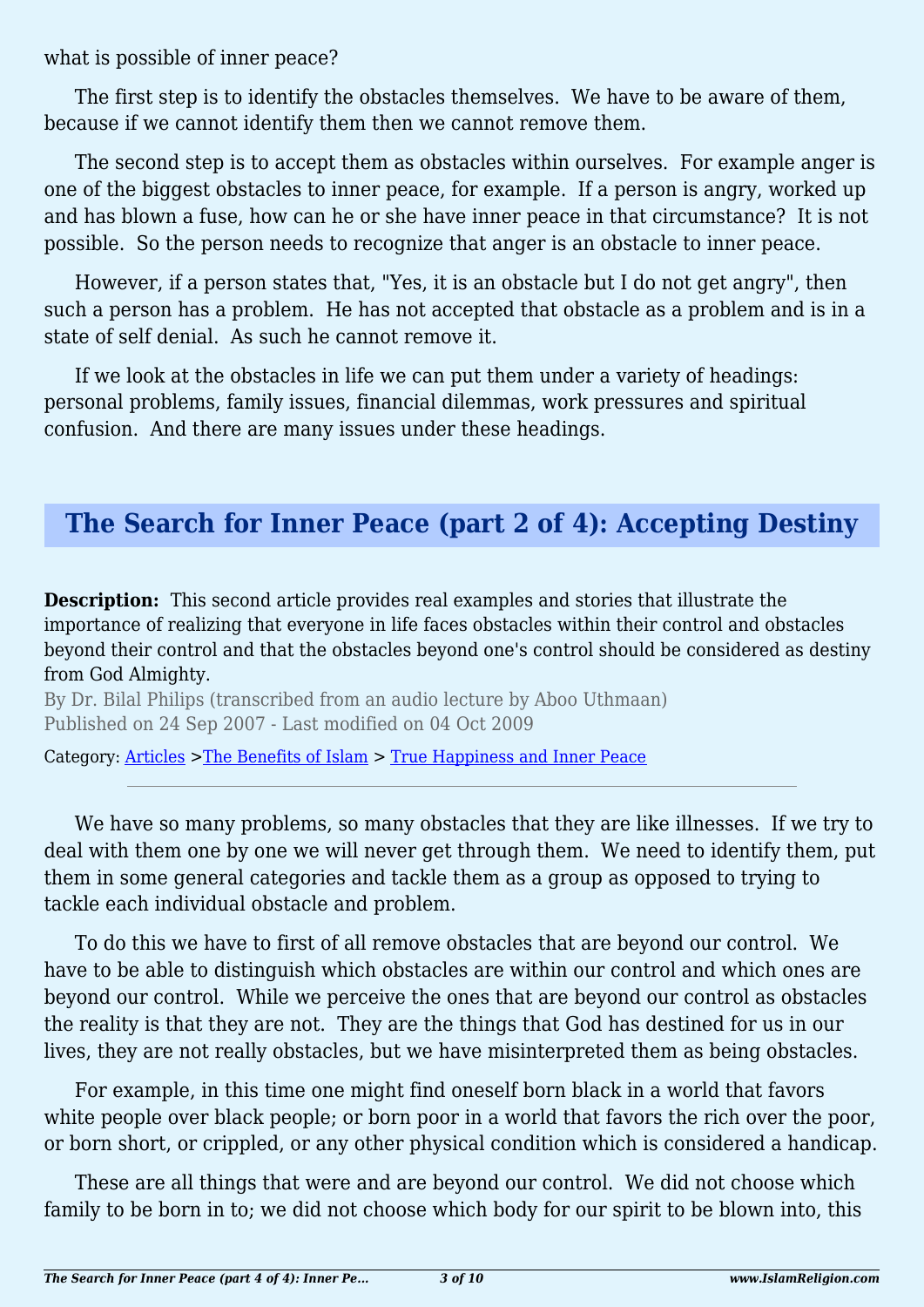what is possible of inner peace?

The first step is to identify the obstacles themselves. We have to be aware of them, because if we cannot identify them then we cannot remove them.

The second step is to accept them as obstacles within ourselves. For example anger is one of the biggest obstacles to inner peace, for example. If a person is angry, worked up and has blown a fuse, how can he or she have inner peace in that circumstance? It is not possible. So the person needs to recognize that anger is an obstacle to inner peace.

However, if a person states that, "Yes, it is an obstacle but I do not get angry", then such a person has a problem. He has not accepted that obstacle as a problem and is in a state of self denial. As such he cannot remove it.

If we look at the obstacles in life we can put them under a variety of headings: personal problems, family issues, financial dilemmas, work pressures and spiritual confusion. And there are many issues under these headings.

## The Search for Inner Peace (part 2 of 4): Accepting Destiny

**Description:** This second article provides real examples and stories that illustrate the importance of realizing that everyone in life faces obstacles within their control and obstacles beyond their control and that the obstacles beyond one's control should be considered as destiny from God Almighty.

By Dr. Bilal Philips (transcribed from an audio lecture by Aboo Uthmaan)
Published on 24 Sep 2007 - Last modified on 04 Oct 2009

Category: Articles >The Benefits of Islam > True Happiness and Inner Peace

---

We have so many problems, so many obstacles that they are like illnesses. If we try to deal with them one by one we will never get through them. We need to identify them, put them in some general categories and tackle them as a group as opposed to trying to tackle each individual obstacle and problem.

To do this we have to first of all remove obstacles that are beyond our control. We have to be able to distinguish which obstacles are within our control and which ones are beyond our control. While we perceive the ones that are beyond our control as obstacles the reality is that they are not. They are the things that God has destined for us in our lives, they are not really obstacles, but we have misinterpreted them as being obstacles.

For example, in this time one might find oneself born black in a world that favors white people over black people; or born poor in a world that favors the rich over the poor, or born short, or crippled, or any other physical condition which is considered a handicap.

These are all things that were and are beyond our control. We did not choose which family to be born in to; we did not choose which body for our spirit to be blown into, this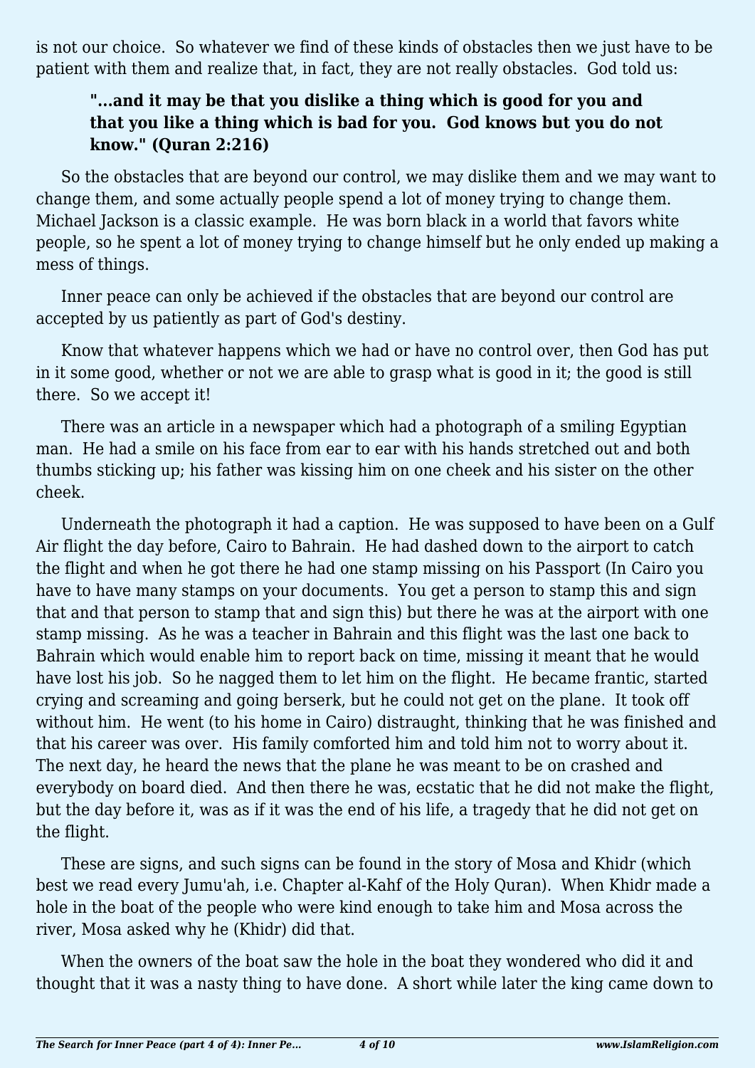is not our choice. So whatever we find of these kinds of obstacles then we just have to be patient with them and realize that, in fact, they are not really obstacles. God told us:

> **"...and it may be that you dislike a thing which is good for you and that you like a thing which is bad for you. God knows but you do not know." (Quran 2:216)**

So the obstacles that are beyond our control, we may dislike them and we may want to change them, and some actually people spend a lot of money trying to change them. Michael Jackson is a classic example. He was born black in a world that favors white people, so he spent a lot of money trying to change himself but he only ended up making a mess of things.

Inner peace can only be achieved if the obstacles that are beyond our control are accepted by us patiently as part of God's destiny.

Know that whatever happens which we had or have no control over, then God has put in it some good, whether or not we are able to grasp what is good in it; the good is still there. So we accept it!

There was an article in a newspaper which had a photograph of a smiling Egyptian man. He had a smile on his face from ear to ear with his hands stretched out and both thumbs sticking up; his father was kissing him on one cheek and his sister on the other cheek.

Underneath the photograph it had a caption. He was supposed to have been on a Gulf Air flight the day before, Cairo to Bahrain. He had dashed down to the airport to catch the flight and when he got there he had one stamp missing on his Passport (In Cairo you have to have many stamps on your documents. You get a person to stamp this and sign that and that person to stamp that and sign this) but there he was at the airport with one stamp missing. As he was a teacher in Bahrain and this flight was the last one back to Bahrain which would enable him to report back on time, missing it meant that he would have lost his job. So he nagged them to let him on the flight. He became frantic, started crying and screaming and going berserk, but he could not get on the plane. It took off without him. He went (to his home in Cairo) distraught, thinking that he was finished and that his career was over. His family comforted him and told him not to worry about it. The next day, he heard the news that the plane he was meant to be on crashed and everybody on board died. And then there he was, ecstatic that he did not make the flight, but the day before it, was as if it was the end of his life, a tragedy that he did not get on the flight.

These are signs, and such signs can be found in the story of Mosa and Khidr (which best we read every Jumu'ah, i.e. Chapter al-Kahf of the Holy Quran). When Khidr made a hole in the boat of the people who were kind enough to take him and Mosa across the river, Mosa asked why he (Khidr) did that.

When the owners of the boat saw the hole in the boat they wondered who did it and thought that it was a nasty thing to have done. A short while later the king came down to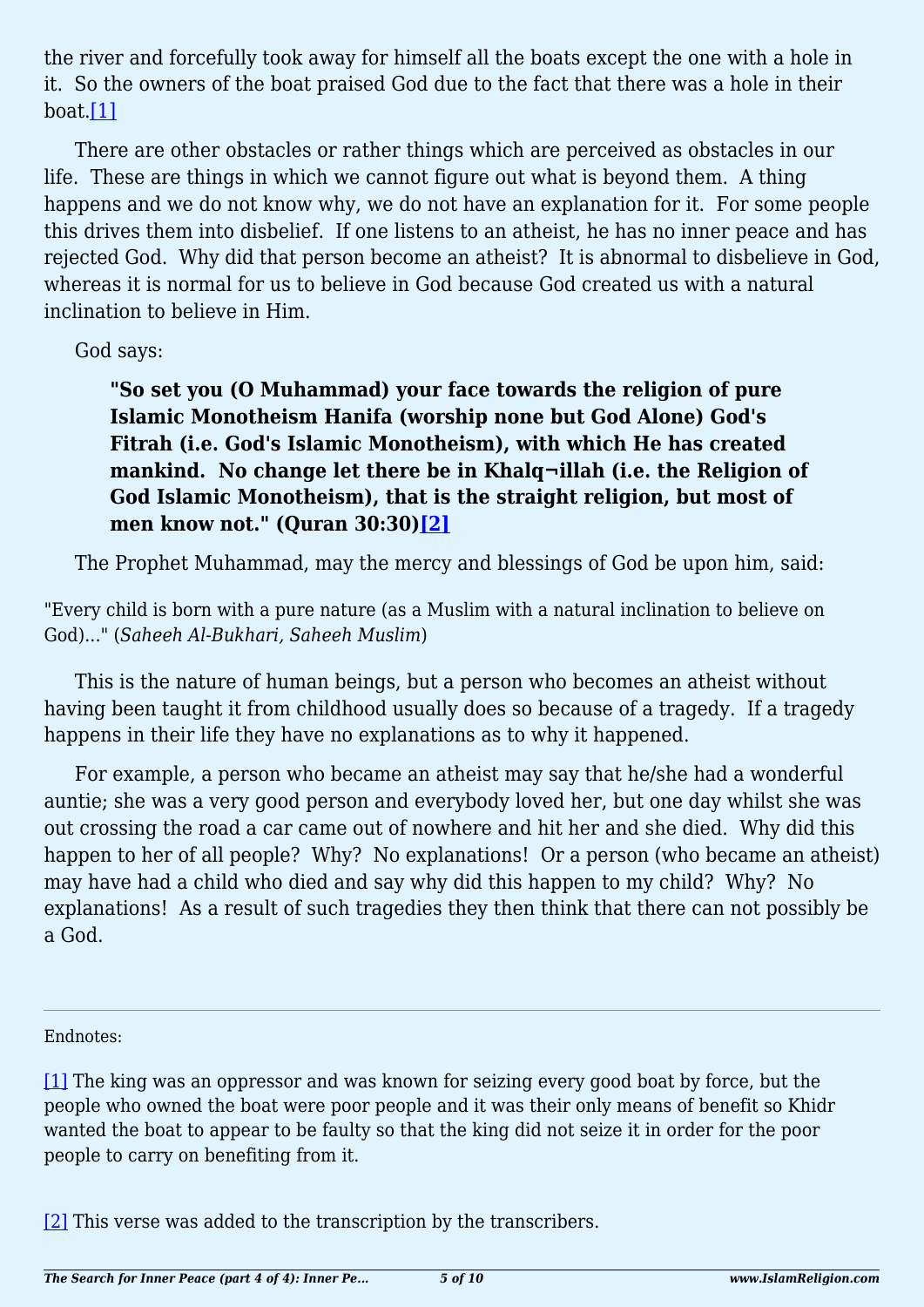the river and forcefully took away for himself all the boats except the one with a hole in it. So the owners of the boat praised God due to the fact that there was a hole in their boat.[1]

There are other obstacles or rather things which are perceived as obstacles in our life. These are things in which we cannot figure out what is beyond them. A thing happens and we do not know why, we do not have an explanation for it. For some people this drives them into disbelief. If one listens to an atheist, he has no inner peace and has rejected God. Why did that person become an atheist? It is abnormal to disbelieve in God, whereas it is normal for us to believe in God because God created us with a natural inclination to believe in Him.

God says:

> **"So set you (O Muhammad) your face towards the religion of pure Islamic Monotheism Hanifa (worship none but God Alone) God's Fitrah (i.e. God's Islamic Monotheism), with which He has created mankind. No change let there be in Khalq¬illah (i.e. the Religion of God Islamic Monotheism), that is the straight religion, but most of men know not." (Quran 30:30)[2]**

The Prophet Muhammad, may the mercy and blessings of God be upon him, said:

"Every child is born with a pure nature (as a Muslim with a natural inclination to believe on God)..." (*Saheeh Al-Bukhari, Saheeh Muslim*)

This is the nature of human beings, but a person who becomes an atheist without having been taught it from childhood usually does so because of a tragedy. If a tragedy happens in their life they have no explanations as to why it happened.

For example, a person who became an atheist may say that he/she had a wonderful auntie; she was a very good person and everybody loved her, but one day whilst she was out crossing the road a car came out of nowhere and hit her and she died. Why did this happen to her of all people? Why? No explanations! Or a person (who became an atheist) may have had a child who died and say why did this happen to my child? Why? No explanations! As a result of such tragedies they then think that there can not possibly be a God.

---

Endnotes:

[1] The king was an oppressor and was known for seizing every good boat by force, but the people who owned the boat were poor people and it was their only means of benefit so Khidr wanted the boat to appear to be faulty so that the king did not seize it in order for the poor people to carry on benefiting from it.

[2] This verse was added to the transcription by the transcribers.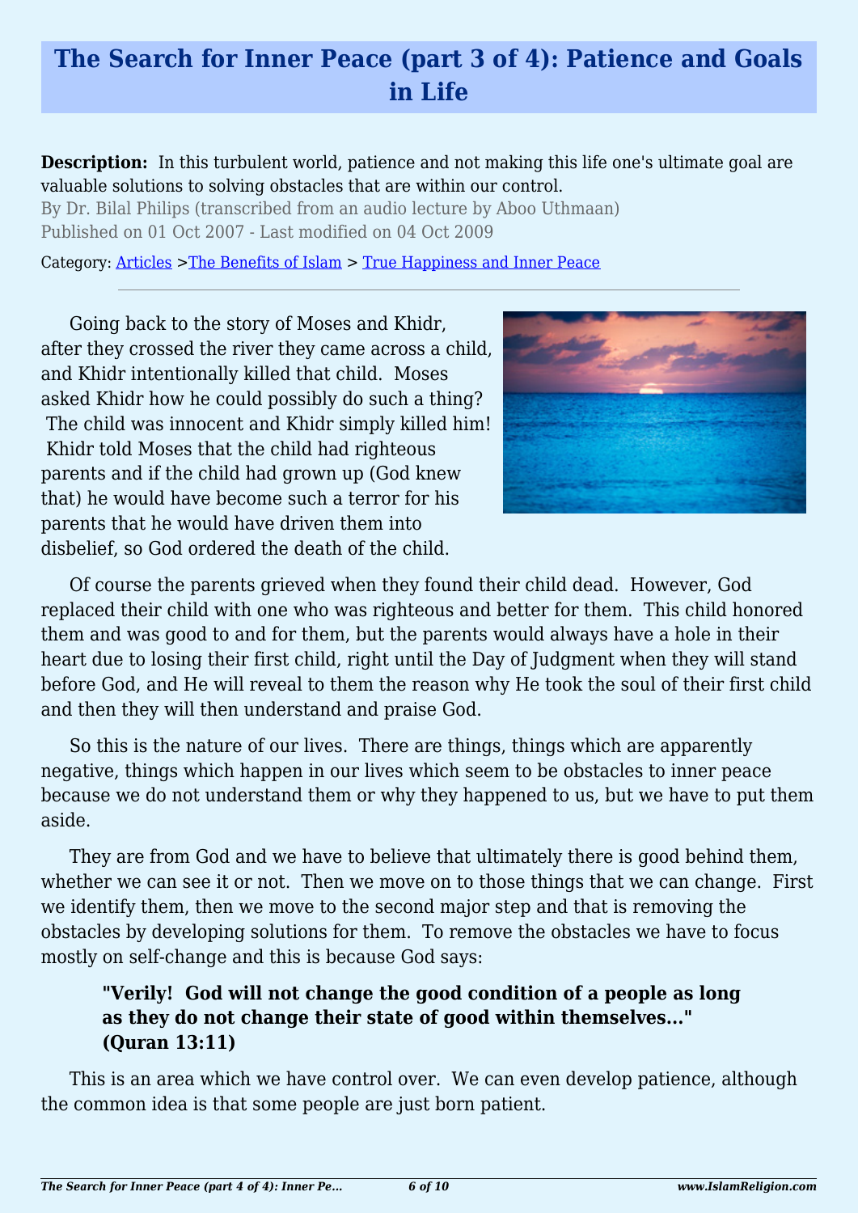# The Search for Inner Peace (part 3 of 4): Patience and Goals in Life

**Description:** In this turbulent world, patience and not making this life one's ultimate goal are valuable solutions to solving obstacles that are within our control.

By Dr. Bilal Philips (transcribed from an audio lecture by Aboo Uthmaan)

Published on 01 Oct 2007 - Last modified on 04 Oct 2009

Category: Articles >The Benefits of Islam > True Happiness and Inner Peace

---

Going back to the story of Moses and Khidr, after they crossed the river they came across a child, and Khidr intentionally killed that child. Moses asked Khidr how he could possibly do such a thing? The child was innocent and Khidr simply killed him! Khidr told Moses that the child had righteous parents and if the child had grown up (God knew that) he would have become such a terror for his parents that he would have driven them into disbelief, so God ordered the death of the child.

Of course the parents grieved when they found their child dead. However, God replaced their child with one who was righteous and better for them. This child honored them and was good to and for them, but the parents would always have a hole in their heart due to losing their first child, right until the Day of Judgment when they will stand before God, and He will reveal to them the reason why He took the soul of their first child and then they will then understand and praise God.

So this is the nature of our lives. There are things, things which are apparently negative, things which happen in our lives which seem to be obstacles to inner peace because we do not understand them or why they happened to us, but we have to put them aside.

They are from God and we have to believe that ultimately there is good behind them, whether we can see it or not. Then we move on to those things that we can change. First we identify them, then we move to the second major step and that is removing the obstacles by developing solutions for them. To remove the obstacles we have to focus mostly on self-change and this is because God says:

> **"Verily! God will not change the good condition of a people as long as they do not change their state of good within themselves..." (Quran 13:11)**

This is an area which we have control over. We can even develop patience, although the common idea is that some people are just born patient.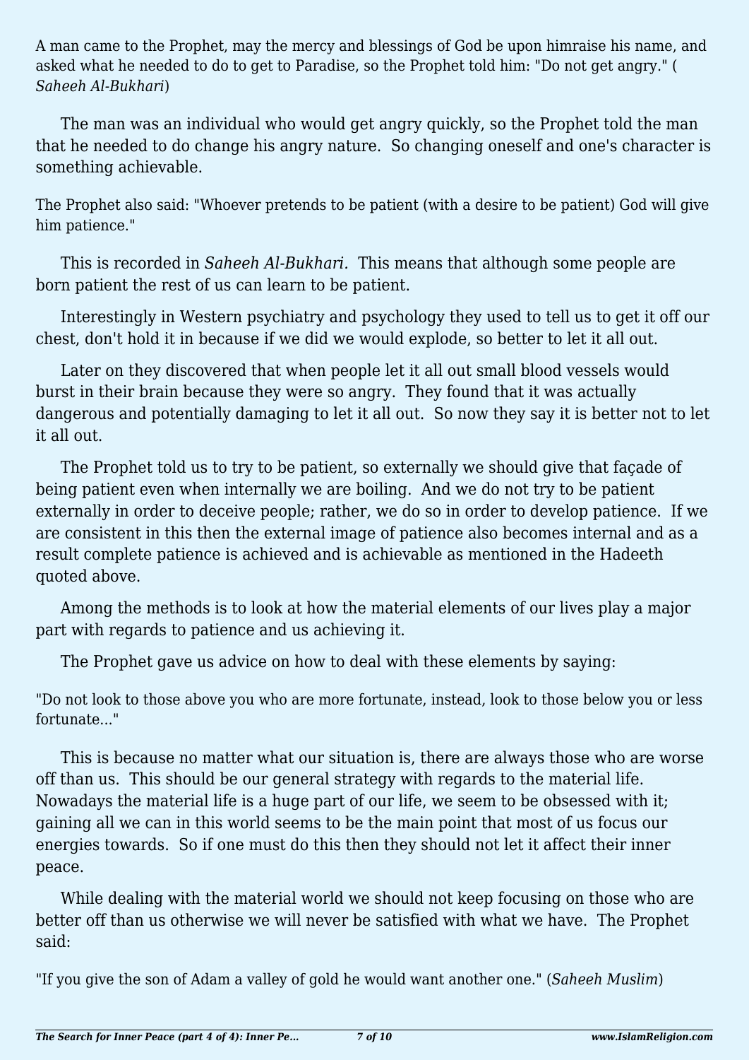A man came to the Prophet, may the mercy and blessings of God be upon himraise his name, and asked what he needed to do to get to Paradise, so the Prophet told him: "Do not get angry." (*Saheeh Al-Bukhari*)

The man was an individual who would get angry quickly, so the Prophet told the man that he needed to do change his angry nature. So changing oneself and one's character is something achievable.

The Prophet also said: "Whoever pretends to be patient (with a desire to be patient) God will give him patience."

This is recorded in *Saheeh Al-Bukhari.* This means that although some people are born patient the rest of us can learn to be patient.

Interestingly in Western psychiatry and psychology they used to tell us to get it off our chest, don't hold it in because if we did we would explode, so better to let it all out.

Later on they discovered that when people let it all out small blood vessels would burst in their brain because they were so angry. They found that it was actually dangerous and potentially damaging to let it all out. So now they say it is better not to let it all out.

The Prophet told us to try to be patient, so externally we should give that façade of being patient even when internally we are boiling. And we do not try to be patient externally in order to deceive people; rather, we do so in order to develop patience. If we are consistent in this then the external image of patience also becomes internal and as a result complete patience is achieved and is achievable as mentioned in the Hadeeth quoted above.

Among the methods is to look at how the material elements of our lives play a major part with regards to patience and us achieving it.

The Prophet gave us advice on how to deal with these elements by saying:

"Do not look to those above you who are more fortunate, instead, look to those below you or less fortunate..."

This is because no matter what our situation is, there are always those who are worse off than us. This should be our general strategy with regards to the material life. Nowadays the material life is a huge part of our life, we seem to be obsessed with it; gaining all we can in this world seems to be the main point that most of us focus our energies towards. So if one must do this then they should not let it affect their inner peace.

While dealing with the material world we should not keep focusing on those who are better off than us otherwise we will never be satisfied with what we have. The Prophet said:

"If you give the son of Adam a valley of gold he would want another one." (*Saheeh Muslim*)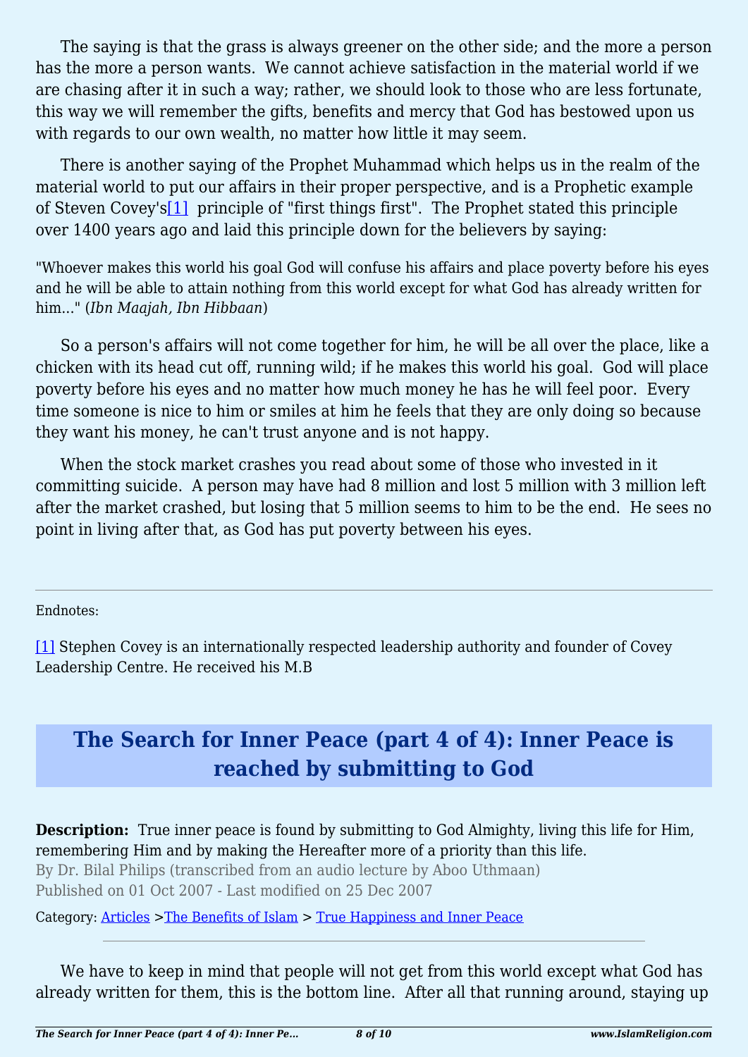The saying is that the grass is always greener on the other side; and the more a person has the more a person wants. We cannot achieve satisfaction in the material world if we are chasing after it in such a way; rather, we should look to those who are less fortunate, this way we will remember the gifts, benefits and mercy that God has bestowed upon us with regards to our own wealth, no matter how little it may seem.

There is another saying of the Prophet Muhammad which helps us in the realm of the material world to put our affairs in their proper perspective, and is a Prophetic example of Steven Covey's[1] principle of "first things first". The Prophet stated this principle over 1400 years ago and laid this principle down for the believers by saying:

"Whoever makes this world his goal God will confuse his affairs and place poverty before his eyes and he will be able to attain nothing from this world except for what God has already written for him..." (*Ibn Maajah, Ibn Hibbaan*)

So a person's affairs will not come together for him, he will be all over the place, like a chicken with its head cut off, running wild; if he makes this world his goal. God will place poverty before his eyes and no matter how much money he has he will feel poor. Every time someone is nice to him or smiles at him he feels that they are only doing so because they want his money, he can't trust anyone and is not happy.

When the stock market crashes you read about some of those who invested in it committing suicide. A person may have had 8 million and lost 5 million with 3 million left after the market crashed, but losing that 5 million seems to him to be the end. He sees no point in living after that, as God has put poverty between his eyes.

---

Endnotes:

[1] Stephen Covey is an internationally respected leadership authority and founder of Covey Leadership Centre. He received his M.B

# The Search for Inner Peace (part 4 of 4): Inner Peace is reached by submitting to God

**Description:** True inner peace is found by submitting to God Almighty, living this life for Him, remembering Him and by making the Hereafter more of a priority than this life.

By Dr. Bilal Philips (transcribed from an audio lecture by Aboo Uthmaan)

Published on 01 Oct 2007 - Last modified on 25 Dec 2007

Category: Articles >The Benefits of Islam > True Happiness and Inner Peace

---

We have to keep in mind that people will not get from this world except what God has already written for them, this is the bottom line. After all that running around, staying up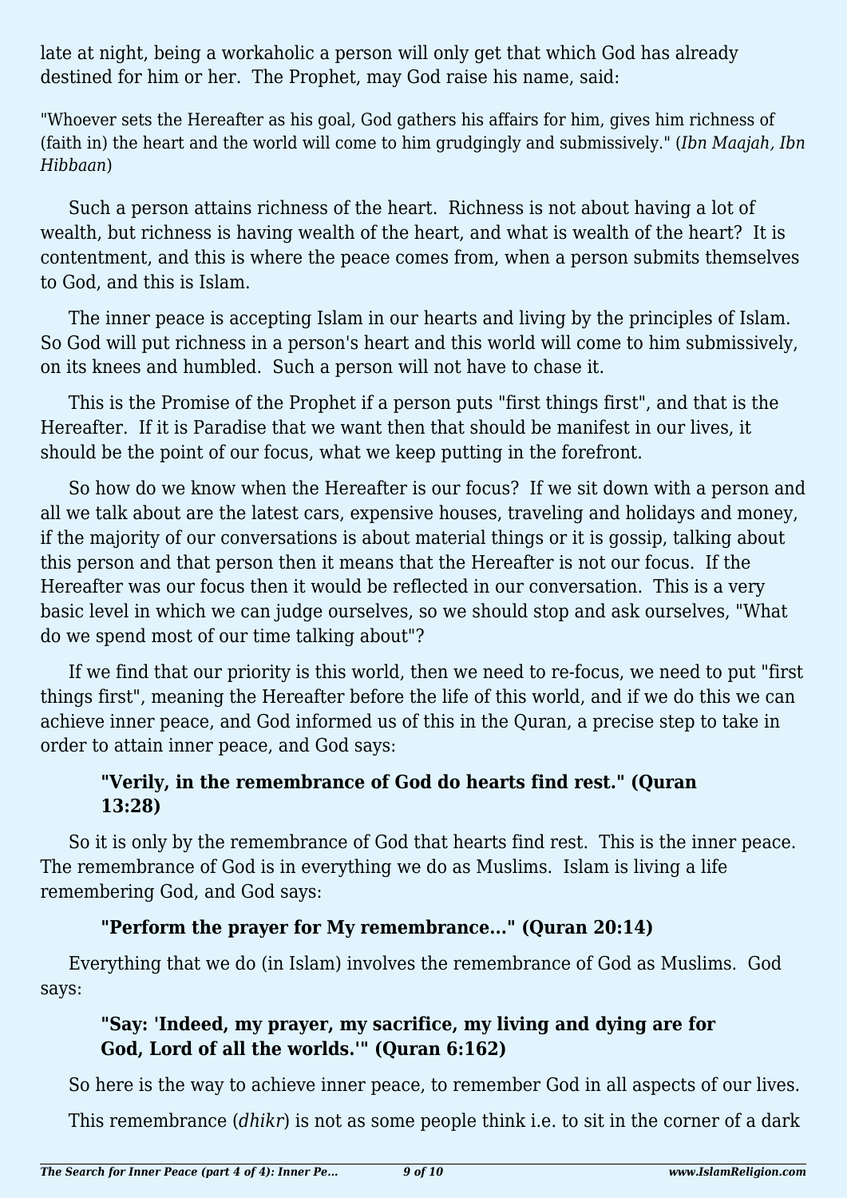late at night, being a workaholic a person will only get that which God has already destined for him or her. The Prophet, may God raise his name, said:

"Whoever sets the Hereafter as his goal, God gathers his affairs for him, gives him richness of (faith in) the heart and the world will come to him grudgingly and submissively." (*Ibn Maajah, Ibn Hibbaan*)

Such a person attains richness of the heart. Richness is not about having a lot of wealth, but richness is having wealth of the heart, and what is wealth of the heart? It is contentment, and this is where the peace comes from, when a person submits themselves to God, and this is Islam.

The inner peace is accepting Islam in our hearts and living by the principles of Islam. So God will put richness in a person's heart and this world will come to him submissively, on its knees and humbled. Such a person will not have to chase it.

This is the Promise of the Prophet if a person puts "first things first", and that is the Hereafter. If it is Paradise that we want then that should be manifest in our lives, it should be the point of our focus, what we keep putting in the forefront.

So how do we know when the Hereafter is our focus? If we sit down with a person and all we talk about are the latest cars, expensive houses, traveling and holidays and money, if the majority of our conversations is about material things or it is gossip, talking about this person and that person then it means that the Hereafter is not our focus. If the Hereafter was our focus then it would be reflected in our conversation. This is a very basic level in which we can judge ourselves, so we should stop and ask ourselves, "What do we spend most of our time talking about"?

If we find that our priority is this world, then we need to re-focus, we need to put "first things first", meaning the Hereafter before the life of this world, and if we do this we can achieve inner peace, and God informed us of this in the Quran, a precise step to take in order to attain inner peace, and God says:

> **"Verily, in the remembrance of God do hearts find rest." (Quran 13:28)**

So it is only by the remembrance of God that hearts find rest. This is the inner peace. The remembrance of God is in everything we do as Muslims. Islam is living a life remembering God, and God says:

> **"Perform the prayer for My remembrance…" (Quran 20:14)**

Everything that we do (in Islam) involves the remembrance of God as Muslims. God says:

> **"Say: 'Indeed, my prayer, my sacrifice, my living and dying are for God, Lord of all the worlds.'" (Quran 6:162)**

So here is the way to achieve inner peace, to remember God in all aspects of our lives.

This remembrance (*dhikr*) is not as some people think i.e. to sit in the corner of a dark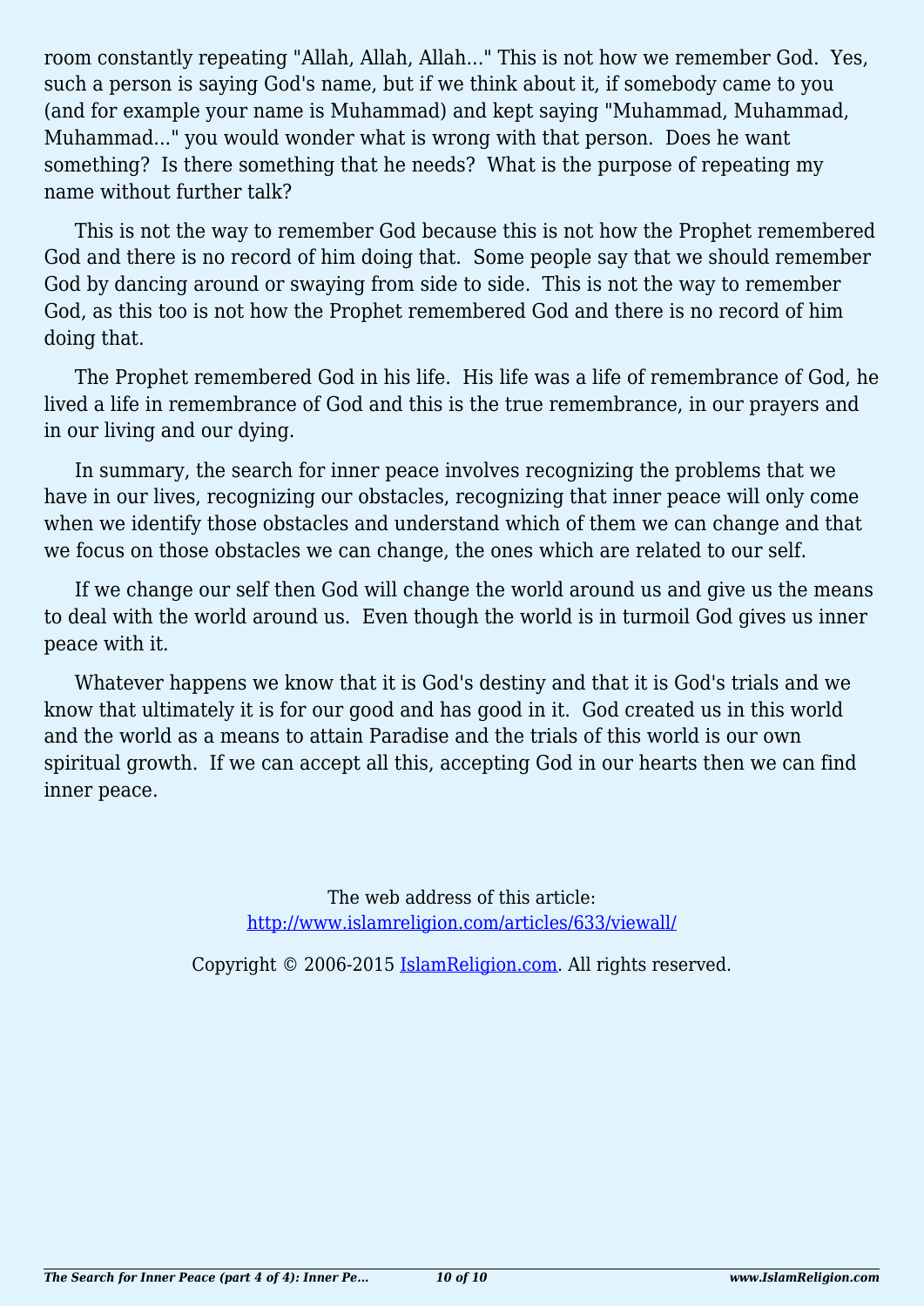room constantly repeating "Allah, Allah, Allah..." This is not how we remember God. Yes, such a person is saying God's name, but if we think about it, if somebody came to you (and for example your name is Muhammad) and kept saying "Muhammad, Muhammad, Muhammad..." you would wonder what is wrong with that person. Does he want something? Is there something that he needs? What is the purpose of repeating my name without further talk?

This is not the way to remember God because this is not how the Prophet remembered God and there is no record of him doing that. Some people say that we should remember God by dancing around or swaying from side to side. This is not the way to remember God, as this too is not how the Prophet remembered God and there is no record of him doing that.

The Prophet remembered God in his life. His life was a life of remembrance of God, he lived a life in remembrance of God and this is the true remembrance, in our prayers and in our living and our dying.

In summary, the search for inner peace involves recognizing the problems that we have in our lives, recognizing our obstacles, recognizing that inner peace will only come when we identify those obstacles and understand which of them we can change and that we focus on those obstacles we can change, the ones which are related to our self.

If we change our self then God will change the world around us and give us the means to deal with the world around us. Even though the world is in turmoil God gives us inner peace with it.

Whatever happens we know that it is God's destiny and that it is God's trials and we know that ultimately it is for our good and has good in it. God created us in this world and the world as a means to attain Paradise and the trials of this world is our own spiritual growth. If we can accept all this, accepting God in our hearts then we can find inner peace.

The web address of this article:
http://www.islamreligion.com/articles/633/viewall/

Copyright © 2006-2015 IslamReligion.com. All rights reserved.